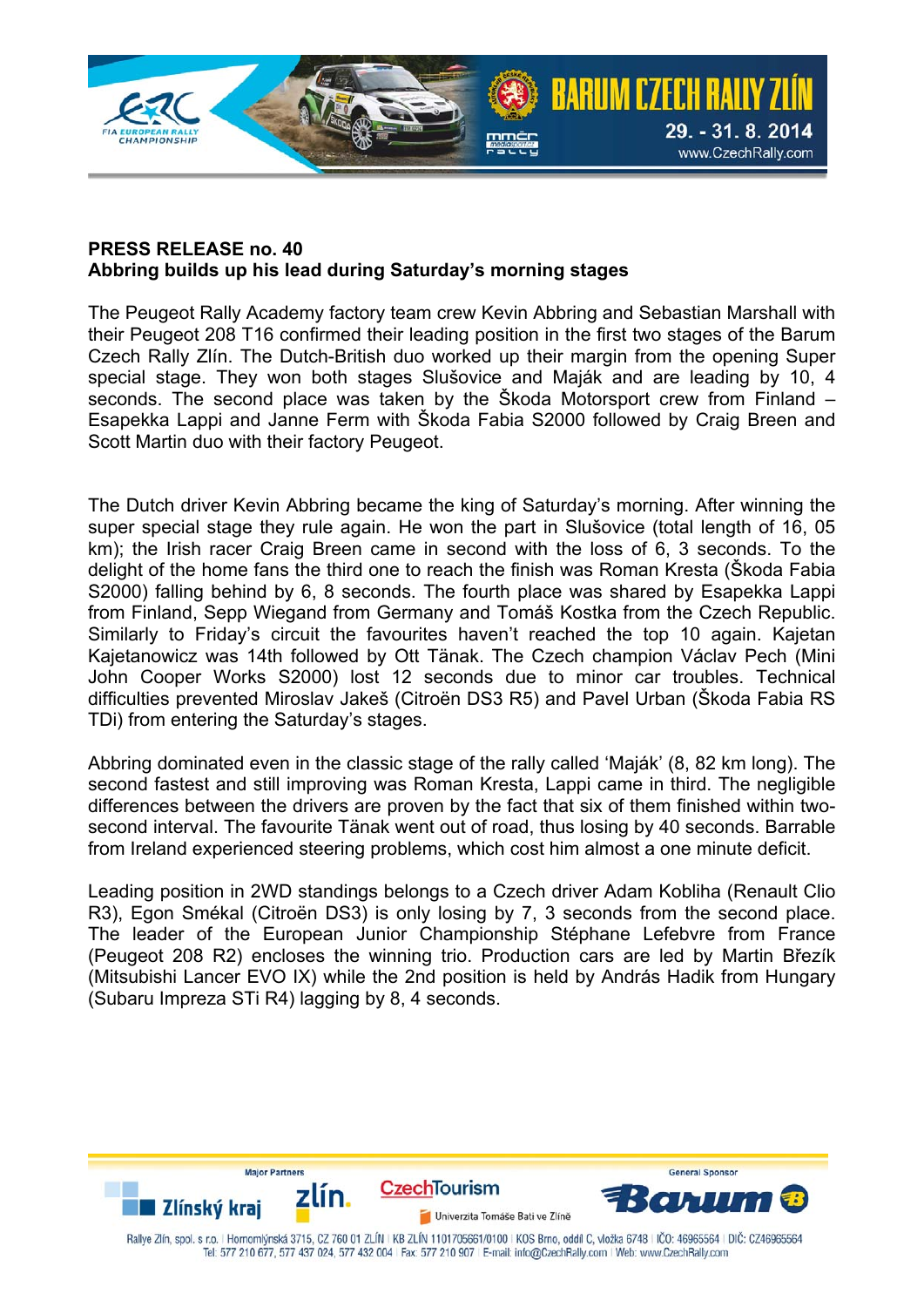**PRESS RELEASE no. 40**
**Abbring builds up his lead during Saturday's morning stages**

The Peugeot Rally Academy factory team crew Kevin Abbring and Sebastian Marshall with their Peugeot 208 T16 confirmed their leading position in the first two stages of the Barum Czech Rally Zlín. The Dutch-British duo worked up their margin from the opening Super special stage. They won both stages Slušovice and Maják and are leading by 10, 4 seconds. The second place was taken by the Škoda Motorsport crew from Finland – Esapekka Lappi and Janne Ferm with Škoda Fabia S2000 followed by Craig Breen and Scott Martin duo with their factory Peugeot.

The Dutch driver Kevin Abbring became the king of Saturday's morning. After winning the super special stage they rule again. He won the part in Slušovice (total length of 16, 05 km); the Irish racer Craig Breen came in second with the loss of 6, 3 seconds. To the delight of the home fans the third one to reach the finish was Roman Kresta (Škoda Fabia S2000) falling behind by 6, 8 seconds. The fourth place was shared by Esapekka Lappi from Finland, Sepp Wiegand from Germany and Tomáš Kostka from the Czech Republic. Similarly to Friday's circuit the favourites haven't reached the top 10 again. Kajetan Kajetanowicz was 14th followed by Ott Tänak. The Czech champion Václav Pech (Mini John Cooper Works S2000) lost 12 seconds due to minor car troubles. Technical difficulties prevented Miroslav Jakeš (Citroën DS3 R5) and Pavel Urban (Škoda Fabia RS TDi) from entering the Saturday's stages.

Abbring dominated even in the classic stage of the rally called 'Maják' (8, 82 km long). The second fastest and still improving was Roman Kresta, Lappi came in third. The negligible differences between the drivers are proven by the fact that six of them finished within two-second interval. The favourite Tänak went out of road, thus losing by 40 seconds. Barrable from Ireland experienced steering problems, which cost him almost a one minute deficit.

Leading position in 2WD standings belongs to a Czech driver Adam Kobliha (Renault Clio R3), Egon Smékal (Citroën DS3) is only losing by 7, 3 seconds from the second place. The leader of the European Junior Championship Stéphane Lefebvre from France (Peugeot 208 R2) encloses the winning trio. Production cars are led by Martin Březík (Mitsubishi Lancer EVO IX) while the 2nd position is held by András Hadik from Hungary (Subaru Impreza STi R4) lagging by 8, 4 seconds.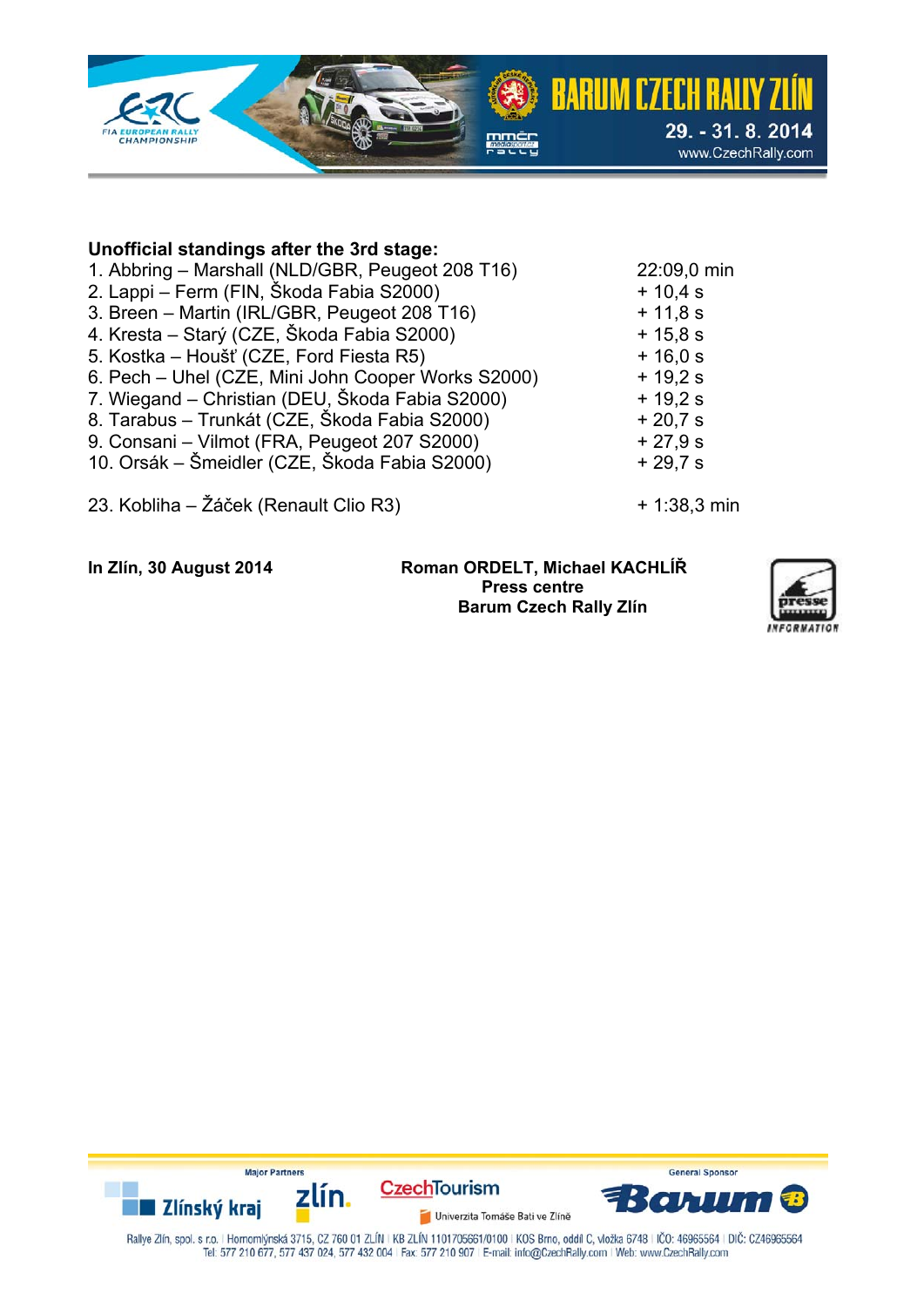**Unofficial standings after the 3rd stage:**

| | |
|---|---|
| 1. Abbring – Marshall (NLD/GBR, Peugeot 208 T16) | 22:09,0 min |
| 2. Lappi – Ferm (FIN, Škoda Fabia S2000) | + 10,4 s |
| 3. Breen – Martin (IRL/GBR, Peugeot 208 T16) | + 11,8 s |
| 4. Kresta – Starý (CZE, Škoda Fabia S2000) | + 15,8 s |
| 5. Kostka – Houšť (CZE, Ford Fiesta R5) | + 16,0 s |
| 6. Pech – Uhel (CZE, Mini John Cooper Works S2000) | + 19,2 s |
| 7. Wiegand – Christian (DEU, Škoda Fabia S2000) | + 19,2 s |
| 8. Tarabus – Trunkát (CZE, Škoda Fabia S2000) | + 20,7 s |
| 9. Consani – Vilmot (FRA, Peugeot 207 S2000) | + 27,9 s |
| 10. Orsák – Šmeidler (CZE, Škoda Fabia S2000) | + 29,7 s |
| | |
| 23. Kobliha – Žáček (Renault Clio R3) | + 1:38,3 min |

**In Zlín, 30 August 2014**

**Roman ORDELT, Michael KACHLÍŘ**
**Press centre**
**Barum Czech Rally Zlín**